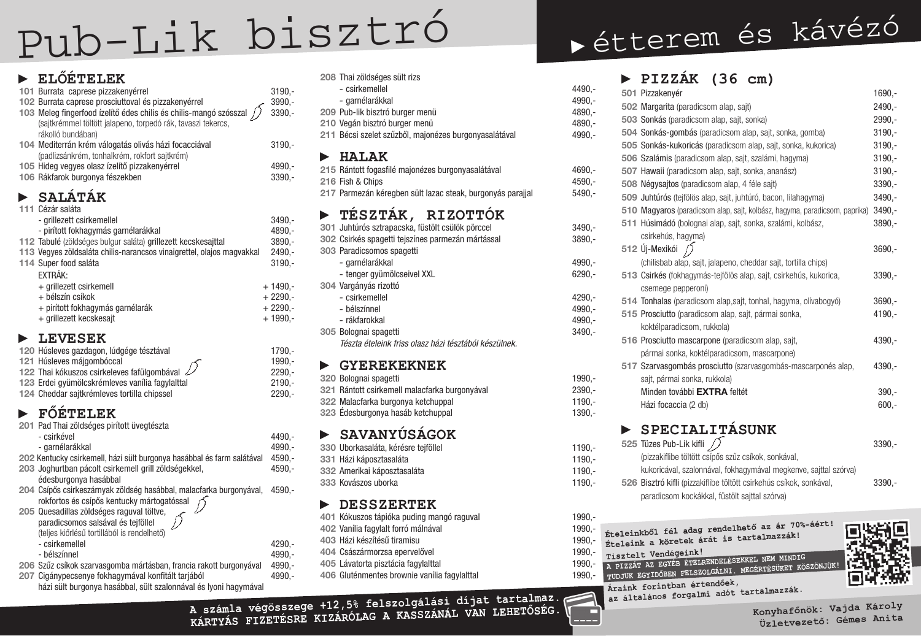# Pub-Lik bisztró

## ▸ étterem és kávézó

## ► ELŐÉTELEK

| | | |
|---|---|---|
| 101 | Burrata caprese pizzakenyérrel | 3190,- |
| 102 | Burrata caprese prosciuttoval és pizzakenyérrel | 3990,- |
| 103 | Meleg fingerfood ízelítő édes chilis és chilis-mangó szósszal (sajtkrémmel töltött jalapeno, torpedó rák, tavaszi tekercs, rákolló bundában) | 3390,- |
| 104 | Mediterrán krém válogatás olivás házi focacciával (padlizsánkrém, tonhalkrém, rokfort sajtkrém) | 3190,- |
| 105 | Hideg vegyes olasz ízelítő pizzakenyérrel | 4990,- |
| 106 | Rákfarok burgonya fészekben | 3390,- |

## ► SALÁTÁK

| | | |
|---|---|---|
| 111 | Cézár saláta | |
| | - grillezett csirkemellel | 3490,- |
| | - pirított fokhagymás garnélákkal | 4890,- |
| 112 | Tabulé (zöldséges bulgur saláta) grillezett kecskesajttal | 3890,- |
| 113 | Vegyes zöldsaláta chilis-narancsos vinaigrettel, olajos magvakkal | 2490,- |
| 114 | Super food saláta | 3190,- |
| | EXTRÁK: | |
| | + grillezett csirkemell | + 1490,- |
| | + bélszín csíkok | + 2290,- |
| | + pirított fokhagymás garnélarák | + 2290,- |
| | + grillezett kecskesajt | + 1990,- |

## ► LEVESEK

| | | |
|---|---|---|
| 120 | Húsleves gazdagon, lúdgége tésztával | 1790,- |
| 121 | Húsleves májgombóccal | 1990,- |
| 122 | Thai kókuszos csirkeleves fafülgombával | 2290,- |
| 123 | Erdei gyümölcskrémleves vanília fagylalttal | 2190,- |
| 124 | Cheddar sajtkrémleves tortilla chipssel | 2290,- |

## ► FŐÉTELEK

| | | |
|---|---|---|
| 201 | Pad Thai zöldséges pirított üvegtészta | |
| | - csirkével | 4490,- |
| | - garnélákkal | 4990,- |
| 202 | Kentucky csirkemell, házi sült burgonya hasábbal és farm salátával | 4590,- |
| 203 | Joghurtban pácolt csirkemell grill zöldségekkel, édesburgonya hasábbal | 4590,- |
| 204 | Csípős csirkeszárnyak zöldség hasábbal, malacfarka burgonyával, rokfortos és csípős kentucky mártogatóssal | 4590,- |
| 205 | Quesadillas zöldséges raguval töltve, paradicsomos salsával és tejföllel (teljes kiőrlésű tortillából is rendelhető) | |
| | - csirkemellel | 4290,- |
| | - bélszínnel | 4990,- |
| 206 | Szűz csíkok szarvasgomba mártásban, francia rakott burgonyával | 4990,- |
| 207 | Cigánypecsenye fokhagymával konfitált tarjából házi sült burgonya hasábbal, sült szalonnával és lyoni hagymával | 4990,- |
| 208 | Thai zöldséges sült rizs | |
| | - csirkemellel | 4490,- |
| | - garnélarákkal | 4990,- |
| 209 | Pub-lik bisztró burger menü | 4890,- |
| 210 | Vegán bisztró burger menü | 4890,- |
| 211 | Bécsi szelet szűzből, majonézes burgonyasalátával | 4990,- |

## ► HALAK

| | | |
|---|---|---|
| 215 | Rántott fogasfilé majonézes burgonyasalátával | 4690,- |
| 216 | Fish & Chips | 4590,- |
| 217 | Parmezán kéregben sült lazac steak, burgonyás parajjal | 5490,- |

## ► TÉSZTÁK, RIZOTTÓK

| | | |
|---|---|---|
| 301 | Juhtúrós sztrapacska, füstölt csülök pörccel | 3490,- |
| 302 | Csirkés spagetti tejszínes parmezán mártással | 3890,- |
| 303 | Paradicsomos spagetti | |
| | - garnélákkal | 4990,- |
| | - tenger gyümölcseivel XXL | 6290,- |
| 304 | Vargányás rizottó | |
| | - csirkemellel | 4290,- |
| | - bélszínnel | 4990,- |
| | - rákfarokkal | 4990,- |
| 305 | Bolognai spagetti | 3490,- |

*Tészta ételeink friss olasz házi tésztából készülnek.*

## ► GYEREKEKNEK

| | | |
|---|---|---|
| 320 | Bolognai spagetti | 1990,- |
| 321 | Rántott csirkemell malacfarka burgonyával | 2390,- |
| 322 | Malacfarka burgonya ketchuppal | 1190,- |
| 323 | Édesburgonya hasáb ketchuppal | 1390,- |

## ► SAVANYÚSÁGOK

| | | |
|---|---|---|
| 330 | Uborkasaláta, kérésre tejföllel | 1190,- |
| 331 | Házi káposztasaláta | 1190,- |
| 332 | Amerikai káposztasaláta | 1190,- |
| 333 | Kovászos uborka | 1190,- |

## ► DESSZERTEK

| | | |
|---|---|---|
| 401 | Kókuszos tápióka puding mangó raguval | 1990,- |
| 402 | Vanília fagylalt forró málnával | 1990,- |
| 403 | Házi készítésű tiramisu | 1990,- |
| 404 | Császármorzsa epervelővel | 1990,- |
| 405 | Lávatorta pisztácia fagylalttal | 1990,- |
| 406 | Gluténmentes brownie vanília fagylalttal | 1990,- |

## ► PIZZÁK (36 cm)

| | | |
|---|---|---|
| 501 | Pizzakenyér | 1690,- |
| 502 | Margarita (paradicsom alap, sajt) | 2490,- |
| 503 | Sonkás (paradicsom alap, sajt, sonka) | 2990,- |
| 504 | Sonkás-gombás (paradicsom alap, sajt, sonka, gomba) | 3190,- |
| 505 | Sonkás-kukoricás (paradicsom alap, sajt, sonka, kukorica) | 3190,- |
| 506 | Szalámis (paradicsom alap, sajt, szalámi, hagyma) | 3190,- |
| 507 | Hawaii (paradicsom alap, sajt, sonka, ananász) | 3190,- |
| 508 | Négysajtos (paradicsom alap, 4 féle sajt) | 3390,- |
| 509 | Juhtúrós (tejfölös alap, sajt, juhtúró, bacon, lilahagyma) | 3490,- |
| 510 | Magyaros (paradicsom alap, sajt, kolbász, hagyma, paradicsom, paprika) | 3490,- |
| 511 | Húsimádó (bolognai alap, sajt, sonka, szalámi, kolbász, csirkehús, hagyma) | 3890,- |
| 512 | Új-Mexikói (chilisbab alap, sajt, jalapeno, cheddar sajt, tortilla chips) | 3690,- |
| 513 | Csirkés (fokhagymás-tejfölös alap, sajt, csirkehús, kukorica, csemege pepperoni) | 3390,- |
| 514 | Tonhalas (paradicsom alap,sajt, tonhal, hagyma, olívabogyó) | 3690,- |
| 515 | Prosciutto (paradicsom alap, sajt, pármai sonka, koktélparadicsom, rukkola) | 4190,- |
| 516 | Prosciutto mascarpone (paradicsom alap, sajt, pármai sonka, koktélparadicsom, mascarpone) | 4390,- |
| 517 | Szarvasgombás prosciutto (szarvasgombás-mascarponés alap, sajt, pármai sonka, rukkola) | 4390,- |
| | Minden további **EXTRA** feltét | 390,- |
| | Házi focaccia (2 db) | 600,- |

## ► SPECIALITÁSUNK

| | | |
|---|---|---|
| 525 | Tüzes Pub-Lik kifli (pizzakiflibe töltött csípős szűz csíkok, sonkával, kukoricával, szalonnával, fokhagymával megkenve, sajttal szórva) | 3390,- |
| 526 | Bisztró kifli (pizzakiflibe töltött csirkehús csíkok, sonkával, paradicsom kockákkal, füstölt sajttal szórva) | 3390,- |

**Ételeinkből fél adag rendelhető az ár 70%-áért!**
**Ételeink a köretek árát is tartalmazzák!**

**Tisztelt Vendégeink!**
**A PIZZÁT AZ EGYÉB ÉTELRENDELÉSEKKEL NEM MINDIG TUDJUK EGYIDŐBEN FELSZOLGÁLNI. MEGÉRTÉSÜKET KÖSZÖNJÜK!**

**Áraink forintban értendőek, az általános forgalmi adót tartalmazzák.**

**A számla végösszege +12,5% felszolgálási díjat tartalmaz.**
**KÁRTYÁS FIZETÉSRE KIZÁRÓLAG A KASSZÁNÁL VAN LEHETŐSÉG.**

**Konyhafőnök: Vajda Károly**
**Üzletvezető: Gémes Anita**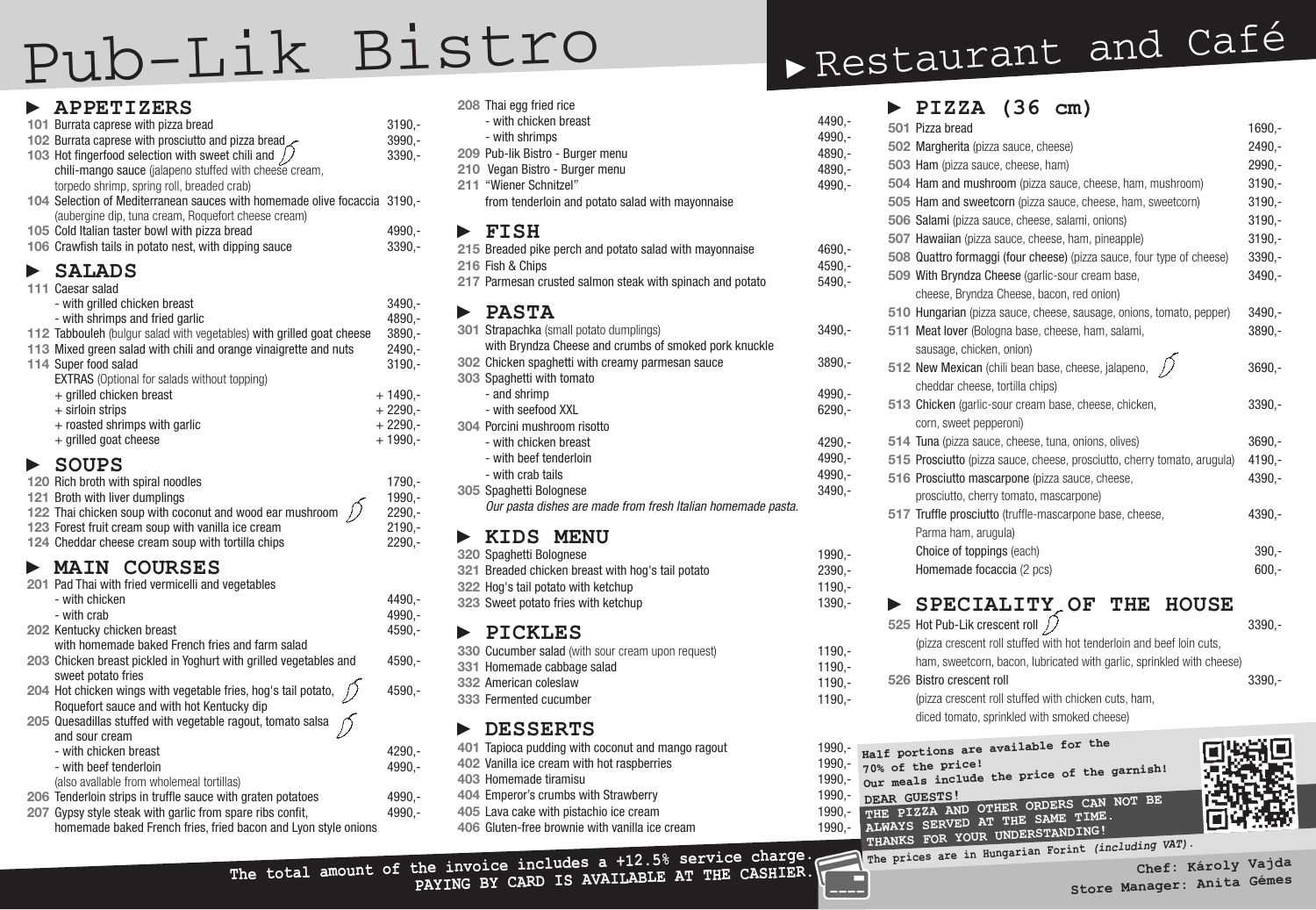# Pub-Lik Bistro

# ▸ Restaurant and Café

## ▸ APPETIZERS

| | | |
|---|---|---|
| 101 | Burrata caprese with pizza bread | 3190,- |
| 102 | Burrata caprese with prosciutto and pizza bread | 3990,- |
| 103 | Hot fingerfood selection with sweet chili and chili-mango sauce (jalapeno stuffed with cheese cream, torpedo shrimp, spring roll, breaded crab) | 3390,- |
| 104 | Selection of Mediterranean sauces with homemade olive focaccia (aubergine dip, tuna cream, Roquefort cheese cream) | 3190,- |
| 105 | Cold Italian taster bowl with pizza bread | 4990,- |
| 106 | Crawfish tails in potato nest, with dipping sauce | 3390,- |

## ▸ SALADS

| | | |
|---|---|---|
| 111 | Caesar salad | |
| | - with grilled chicken breast | 3490,- |
| | - with shrimps and fried garlic | 4890,- |
| 112 | Tabbouleh (bulgur salad with vegetables) with grilled goat cheese | 3890,- |
| 113 | Mixed green salad with chili and orange vinaigrette and nuts | 2490,- |
| 114 | Super food salad | 3190,- |
| | EXTRAS (Optional for salads without topping) | |
| | + grilled chicken breast | + 1490,- |
| | + sirloin strips | + 2290,- |
| | + roasted shrimps with garlic | + 2290,- |
| | + grilled goat cheese | + 1990,- |

## ▸ SOUPS

| | | |
|---|---|---|
| 120 | Rich broth with spiral noodles | 1790,- |
| 121 | Broth with liver dumplings | 1990,- |
| 122 | Thai chicken soup with coconut and wood ear mushroom | 2290,- |
| 123 | Forest fruit cream soup with vanilla ice cream | 2190,- |
| 124 | Cheddar cheese cream soup with tortilla chips | 2290,- |

## ▸ MAIN COURSES

| | | |
|---|---|---|
| 201 | Pad Thai with fried vermicelli and vegetables | |
| | - with chicken | 4490,- |
| | - with crab | 4990,- |
| 202 | Kentucky chicken breast with homemade baked French fries and farm salad | 4590,- |
| 203 | Chicken breast pickled in Yoghurt with grilled vegetables and sweet potato fries | 4590,- |
| 204 | Hot chicken wings with vegetable fries, hog's tail potato, Roquefort sauce and with hot Kentucky dip | 4590,- |
| 205 | Quesadillas stuffed with vegetable ragout, tomato salsa and sour cream | |
| | - with chicken breast | 4290,- |
| | - with beef tenderloin | 4990,- |
| | (also avallable from wholemeal tortillas) | |
| 206 | Tenderloin strips in truffle sauce with graten potatoes | 4990,- |
| 207 | Gypsy style steak with garlic from spare ribs confit, homemade baked French fries, fried bacon and Lyon style onions | 4990,- |
| 208 | Thai egg fried rice | |
| | - with chicken breast | 4490,- |
| | - with shrimps | 4990,- |
| 209 | Pub-lik Bistro - Burger menu | 4890,- |
| 210 | Vegan Bistro - Burger menu | 4890,- |
| 211 | "Wiener Schnitzel" from tenderloin and potato salad with mayonnaise | 4990,- |

## ▸ FISH

| | | |
|---|---|---|
| 215 | Breaded pike perch and potato salad with mayonnaise | 4690,- |
| 216 | Fish & Chips | 4590,- |
| 217 | Parmesan crusted salmon steak with spinach and potato | 5490,- |

## ▸ PASTA

| | | |
|---|---|---|
| 301 | Strapachka (small potato dumplings) with Bryndza Cheese and crumbs of smoked pork knuckle | 3490,- |
| 302 | Chicken spaghetti with creamy parmesan sauce | 3890,- |
| 303 | Spaghetti with tomato | |
| | - and shrimp | 4990,- |
| | - with seefood XXL | 6290,- |
| 304 | Porcini mushroom risotto | |
| | - with chicken breast | 4290,- |
| | - with beef tenderloin | 4990,- |
| | - with crab tails | 4990,- |
| 305 | Spaghetti Bolognese | 3490,- |

*Our pasta dishes are made from fresh Italian homemade pasta.*

## ▸ KIDS MENU

| | | |
|---|---|---|
| 320 | Spaghetti Bolognese | 1990,- |
| 321 | Breaded chicken breast with hog's tail potato | 2390,- |
| 322 | Hog's tail potato with ketchup | 1190,- |
| 323 | Sweet potato fries with ketchup | 1390,- |

## ▸ PICKLES

| | | |
|---|---|---|
| 330 | Cucumber salad (with sour cream upon request) | 1190,- |
| 331 | Homemade cabbage salad | 1190,- |
| 332 | American coleslaw | 1190,- |
| 333 | Fermented cucumber | 1190,- |

## ▸ DESSERTS

| | | |
|---|---|---|
| 401 | Tapioca pudding with coconut and mango ragout | 1990,- |
| 402 | Vanilla ice cream with hot raspberries | 1990,- |
| 403 | Homemade tiramisu | 1990,- |
| 404 | Emperor's crumbs with Strawberry | 1990,- |
| 405 | Lava cake with pistachio ice cream | 1990,- |
| 406 | Gluten-free brownie with vanilla ice cream | 1990,- |

## ▸ PIZZA (36 cm)

| | | |
|---|---|---|
| 501 | Pizza bread | 1690,- |
| 502 | Margherita (pizza sauce, cheese) | 2490,- |
| 503 | Ham (pizza sauce, cheese, ham) | 2990,- |
| 504 | Ham and mushroom (pizza sauce, cheese, ham, mushroom) | 3190,- |
| 505 | Ham and sweetcorn (pizza sauce, cheese, ham, sweetcorn) | 3190,- |
| 506 | Salami (pizza sauce, cheese, salami, onions) | 3190,- |
| 507 | Hawaiian (pizza sauce, cheese, ham, pineapple) | 3190,- |
| 508 | Quattro formaggi (four cheese) (pizza sauce, four type of cheese) | 3390,- |
| 509 | With Bryndza Cheese (garlic-sour cream base, cheese, Bryndza Cheese, bacon, red onion) | 3490,- |
| 510 | Hungarian (pizza sauce, cheese, sausage, onions, tomato, pepper) | 3490,- |
| 511 | Meat lover (Bologna base, cheese, ham, salami, sausage, chicken, onion) | 3890,- |
| 512 | New Mexican (chili bean base, cheese, jalapeno, cheddar cheese, tortilla chips) | 3690,- |
| 513 | Chicken (garlic-sour cream base, cheese, chicken, corn, sweet pepperoni) | 3390,- |
| 514 | Tuna (pizza sauce, cheese, tuna, onions, olives) | 3690,- |
| 515 | Prosciutto (pizza sauce, cheese, prosciutto, cherry tomato, arugula) | 4190,- |
| 516 | Prosciutto mascarpone (pizza sauce, cheese, prosciutto, cherry tomato, mascarpone) | 4390,- |
| 517 | Truffle prosciutto (truffle-mascarpone base, cheese, Parma ham, arugula) | 4390,- |
| | Choice of toppings (each) | 390,- |
| | Homemade focaccia (2 pcs) | 600,- |

## ▸ SPECIALITY OF THE HOUSE

| | | |
|---|---|---|
| 525 | Hot Pub-Lik crescent roll (pizza crescent roll stuffed with hot tenderloin and beef loin cuts, ham, sweetcorn, bacon, lubricated with garlic, sprinkled with cheese) | 3390,- |
| 526 | Bistro crescent roll (pizza crescent roll stuffed with chicken cuts, ham, diced tomato, sprinkled with smoked cheese) | 3390,- |

**Half portions are available for the 70% of the price!**
**Our meals include the price of the garnish!**

**DEAR GUESTS!**
**THE PIZZA AND OTHER ORDERS CAN NOT BE ALWAYS SERVED AT THE SAME TIME.**
**THANKS FOR YOUR UNDERSTANDING!**

The prices are in Hungarian Forint *(including VAT)*.

**The total amount of the invoice includes a +12.5% service charge.**
**PAYING BY CARD IS AVAILABLE AT THE CASHIER.**

**Chef: Károly Vajda**
**Store Manager: Anita Gémes**